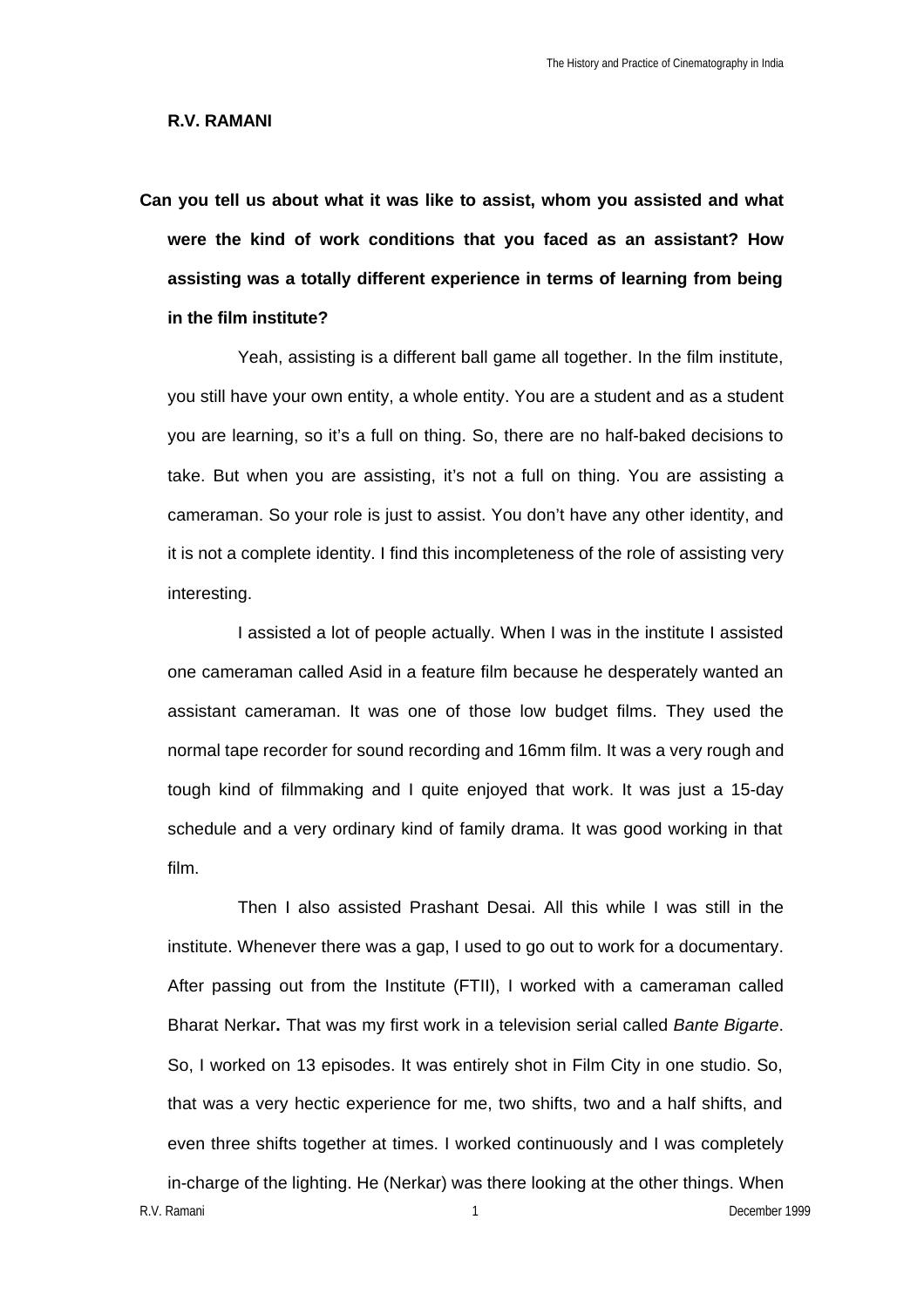**R.V. RAMANI**

**Can you tell us about what it was like to assist, whom you assisted and what were the kind of work conditions that you faced as an assistant? How assisting was a totally different experience in terms of learning from being in the film institute?**

Yeah, assisting is a different ball game all together. In the film institute, you still have your own entity, a whole entity. You are a student and as a student you are learning, so it's a full on thing. So, there are no half-baked decisions to take. But when you are assisting, it's not a full on thing. You are assisting a cameraman. So your role is just to assist. You don't have any other identity, and it is not a complete identity. I find this incompleteness of the role of assisting very interesting.

I assisted a lot of people actually. When I was in the institute I assisted one cameraman called Asid in a feature film because he desperately wanted an assistant cameraman. It was one of those low budget films. They used the normal tape recorder for sound recording and 16mm film. It was a very rough and tough kind of filmmaking and I quite enjoyed that work. It was just a 15-day schedule and a very ordinary kind of family drama. It was good working in that film.

Then I also assisted Prashant Desai. All this while I was still in the institute. Whenever there was a gap, I used to go out to work for a documentary. After passing out from the Institute (FTII), I worked with a cameraman called Bharat Nerkar**.** That was my first work in a television serial called *Bante Bigarte*. So, I worked on 13 episodes. It was entirely shot in Film City in one studio. So, that was a very hectic experience for me, two shifts, two and a half shifts, and even three shifts together at times. I worked continuously and I was completely in-charge of the lighting. He (Nerkar) was there looking at the other things. When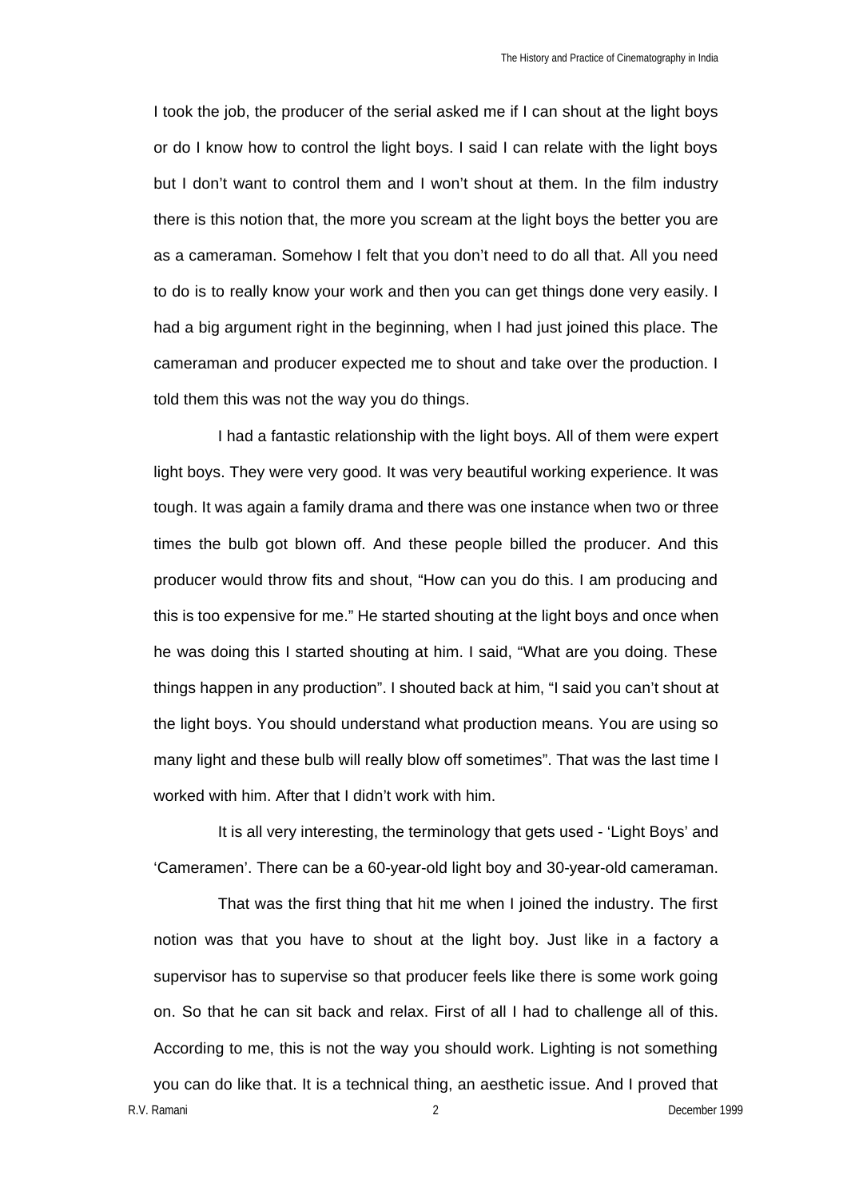I took the job, the producer of the serial asked me if I can shout at the light boys or do I know how to control the light boys. I said I can relate with the light boys but I don't want to control them and I won't shout at them. In the film industry there is this notion that, the more you scream at the light boys the better you are as a cameraman. Somehow I felt that you don't need to do all that. All you need to do is to really know your work and then you can get things done very easily. I had a big argument right in the beginning, when I had just joined this place. The cameraman and producer expected me to shout and take over the production. I told them this was not the way you do things.

I had a fantastic relationship with the light boys. All of them were expert light boys. They were very good. It was very beautiful working experience. It was tough. It was again a family drama and there was one instance when two or three times the bulb got blown off. And these people billed the producer. And this producer would throw fits and shout, "How can you do this. I am producing and this is too expensive for me." He started shouting at the light boys and once when he was doing this I started shouting at him. I said, "What are you doing. These things happen in any production". I shouted back at him, "I said you can't shout at the light boys. You should understand what production means. You are using so many light and these bulb will really blow off sometimes". That was the last time I worked with him. After that I didn't work with him.

It is all very interesting, the terminology that gets used - 'Light Boys' and 'Cameramen'. There can be a 60-year-old light boy and 30-year-old cameraman.

That was the first thing that hit me when I joined the industry. The first notion was that you have to shout at the light boy. Just like in a factory a supervisor has to supervise so that producer feels like there is some work going on. So that he can sit back and relax. First of all I had to challenge all of this. According to me, this is not the way you should work. Lighting is not something you can do like that. It is a technical thing, an aesthetic issue. And I proved that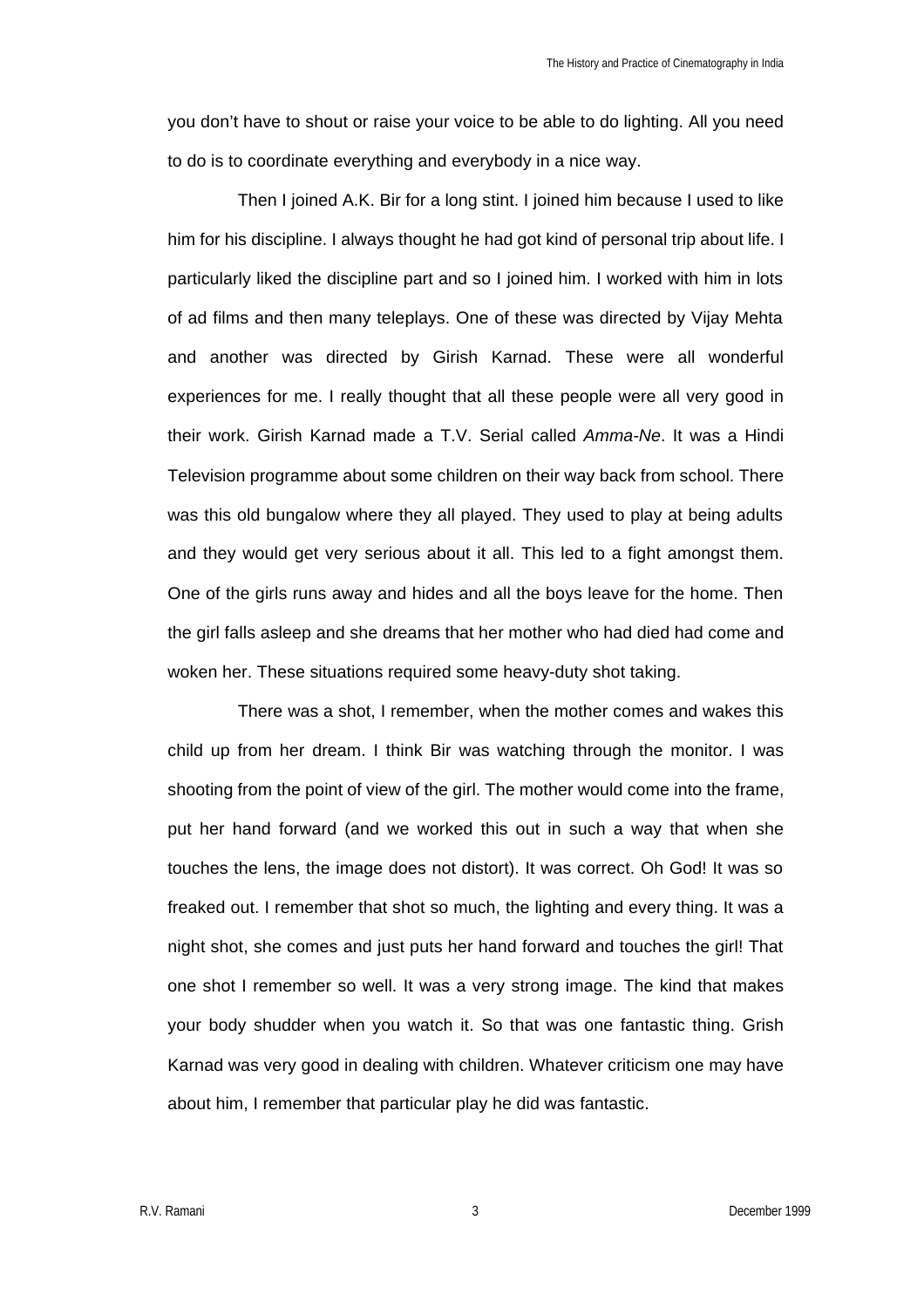you don't have to shout or raise your voice to be able to do lighting. All you need to do is to coordinate everything and everybody in a nice way.

Then I joined A.K. Bir for a long stint. I joined him because I used to like him for his discipline. I always thought he had got kind of personal trip about life. I particularly liked the discipline part and so I joined him. I worked with him in lots of ad films and then many teleplays. One of these was directed by Vijay Mehta and another was directed by Girish Karnad. These were all wonderful experiences for me. I really thought that all these people were all very good in their work. Girish Karnad made a T.V. Serial called *Amma-Ne*. It was a Hindi Television programme about some children on their way back from school. There was this old bungalow where they all played. They used to play at being adults and they would get very serious about it all. This led to a fight amongst them. One of the girls runs away and hides and all the boys leave for the home. Then the girl falls asleep and she dreams that her mother who had died had come and woken her. These situations required some heavy-duty shot taking.

There was a shot, I remember, when the mother comes and wakes this child up from her dream. I think Bir was watching through the monitor. I was shooting from the point of view of the girl. The mother would come into the frame, put her hand forward (and we worked this out in such a way that when she touches the lens, the image does not distort). It was correct. Oh God! It was so freaked out. I remember that shot so much, the lighting and every thing. It was a night shot, she comes and just puts her hand forward and touches the girl! That one shot I remember so well. It was a very strong image. The kind that makes your body shudder when you watch it. So that was one fantastic thing. Grish Karnad was very good in dealing with children. Whatever criticism one may have about him, I remember that particular play he did was fantastic.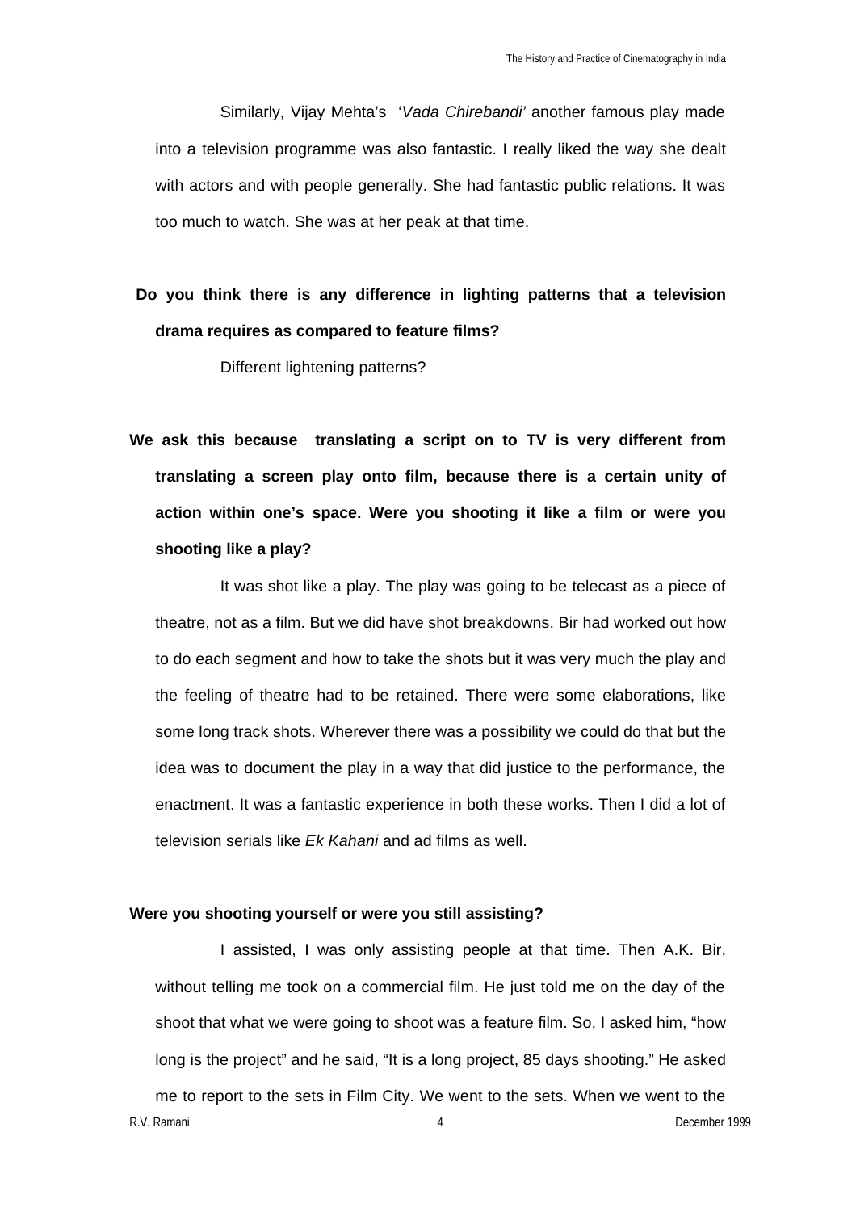Similarly, Vijay Mehta's '*Vada Chirebandi'* another famous play made into a television programme was also fantastic. I really liked the way she dealt with actors and with people generally. She had fantastic public relations. It was too much to watch. She was at her peak at that time.

**Do you think there is any difference in lighting patterns that a television drama requires as compared to feature films?**

Different lightening patterns?

**We ask this because translating a script on to TV is very different from translating a screen play onto film, because there is a certain unity of action within one's space. Were you shooting it like a film or were you shooting like a play?**

It was shot like a play. The play was going to be telecast as a piece of theatre, not as a film. But we did have shot breakdowns. Bir had worked out how to do each segment and how to take the shots but it was very much the play and the feeling of theatre had to be retained. There were some elaborations, like some long track shots. Wherever there was a possibility we could do that but the idea was to document the play in a way that did justice to the performance, the enactment. It was a fantastic experience in both these works. Then I did a lot of television serials like *Ek Kahani* and ad films as well.

**Were you shooting yourself or were you still assisting?**

I assisted, I was only assisting people at that time. Then A.K. Bir, without telling me took on a commercial film. He just told me on the day of the shoot that what we were going to shoot was a feature film. So, I asked him, "how long is the project" and he said, "It is a long project, 85 days shooting." He asked me to report to the sets in Film City. We went to the sets. When we went to the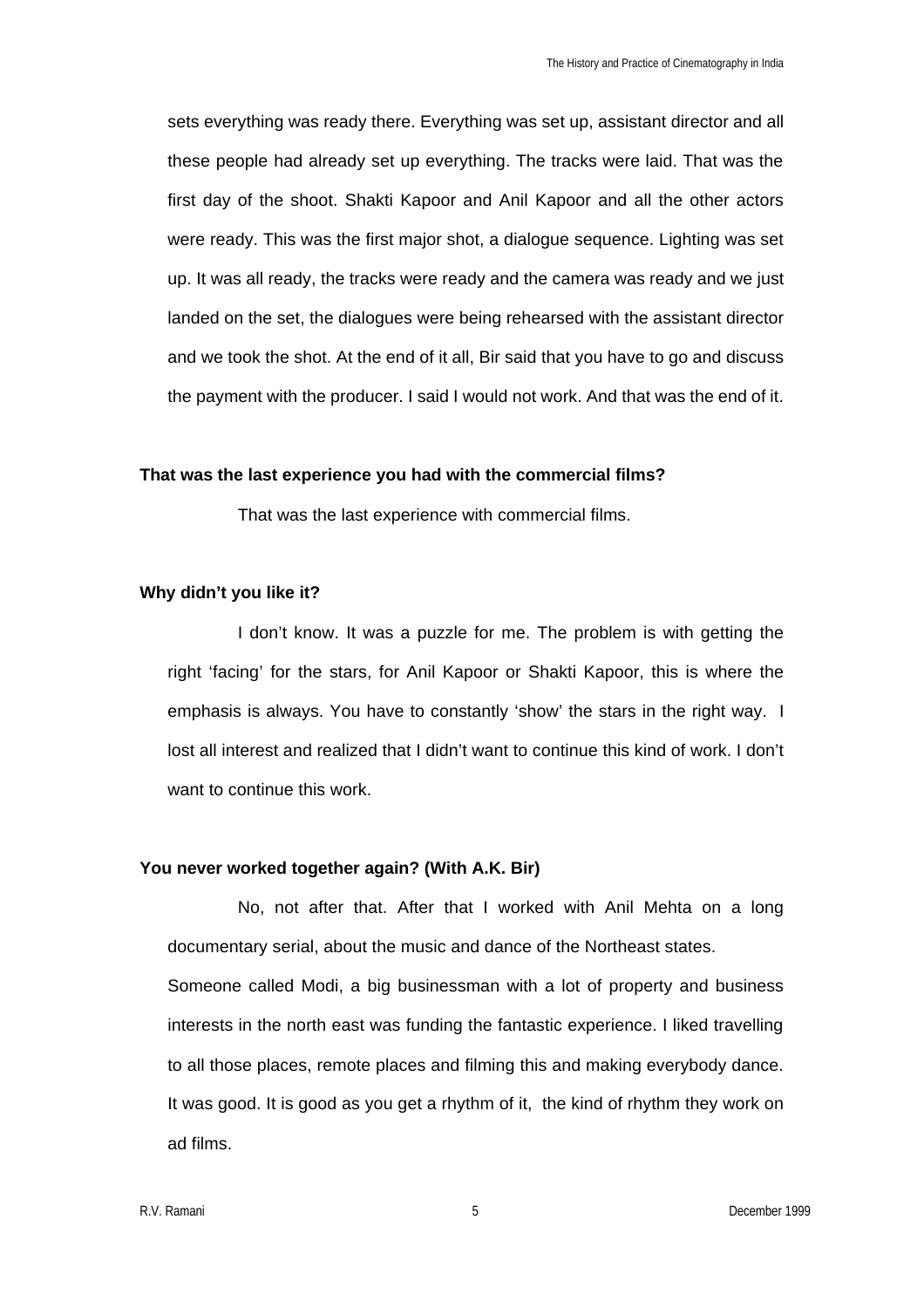sets everything was ready there. Everything was set up, assistant director and all these people had already set up everything. The tracks were laid. That was the first day of the shoot. Shakti Kapoor and Anil Kapoor and all the other actors were ready. This was the first major shot, a dialogue sequence. Lighting was set up. It was all ready, the tracks were ready and the camera was ready and we just landed on the set, the dialogues were being rehearsed with the assistant director and we took the shot. At the end of it all, Bir said that you have to go and discuss the payment with the producer. I said I would not work. And that was the end of it.

**That was the last experience you had with the commercial films?**

That was the last experience with commercial films.

**Why didn't you like it?**

I don't know. It was a puzzle for me. The problem is with getting the right 'facing' for the stars, for Anil Kapoor or Shakti Kapoor, this is where the emphasis is always. You have to constantly 'show' the stars in the right way. I lost all interest and realized that I didn't want to continue this kind of work. I don't want to continue this work.

**You never worked together again? (With A.K. Bir)**

No, not after that. After that I worked with Anil Mehta on a long documentary serial, about the music and dance of the Northeast states.
Someone called Modi, a big businessman with a lot of property and business interests in the north east was funding the fantastic experience. I liked travelling to all those places, remote places and filming this and making everybody dance. It was good. It is good as you get a rhythm of it, the kind of rhythm they work on ad films.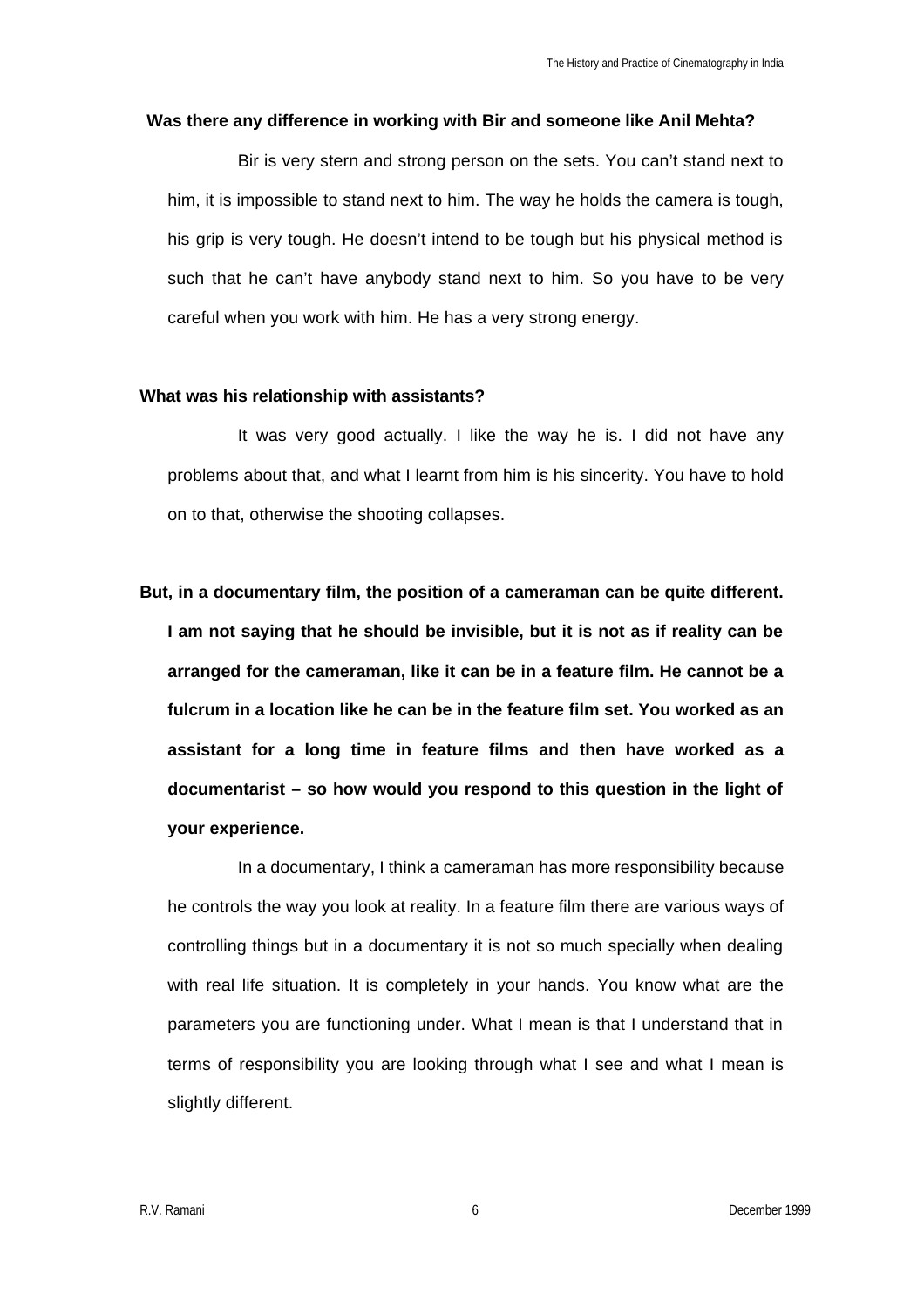**Was there any difference in working with Bir and someone like Anil Mehta?**

Bir is very stern and strong person on the sets. You can't stand next to him, it is impossible to stand next to him. The way he holds the camera is tough, his grip is very tough. He doesn't intend to be tough but his physical method is such that he can't have anybody stand next to him. So you have to be very careful when you work with him. He has a very strong energy.

**What was his relationship with assistants?**

It was very good actually. I like the way he is. I did not have any problems about that, and what I learnt from him is his sincerity. You have to hold on to that, otherwise the shooting collapses.

**But, in a documentary film, the position of a cameraman can be quite different. I am not saying that he should be invisible, but it is not as if reality can be arranged for the cameraman, like it can be in a feature film. He cannot be a fulcrum in a location like he can be in the feature film set. You worked as an assistant for a long time in feature films and then have worked as a documentarist – so how would you respond to this question in the light of your experience.**

In a documentary, I think a cameraman has more responsibility because he controls the way you look at reality. In a feature film there are various ways of controlling things but in a documentary it is not so much specially when dealing with real life situation. It is completely in your hands. You know what are the parameters you are functioning under. What I mean is that I understand that in terms of responsibility you are looking through what I see and what I mean is slightly different.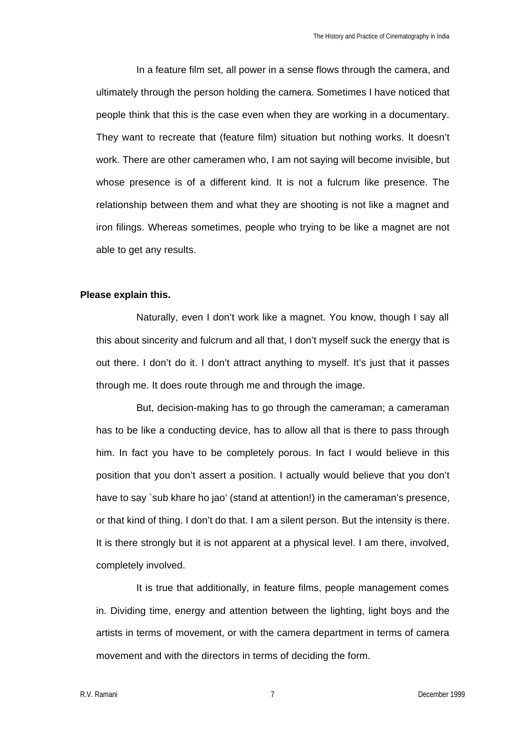In a feature film set, all power in a sense flows through the camera, and ultimately through the person holding the camera. Sometimes I have noticed that people think that this is the case even when they are working in a documentary. They want to recreate that (feature film) situation but nothing works. It doesn't work. There are other cameramen who, I am not saying will become invisible, but whose presence is of a different kind. It is not a fulcrum like presence. The relationship between them and what they are shooting is not like a magnet and iron filings. Whereas sometimes, people who trying to be like a magnet are not able to get any results.

**Please explain this.**

Naturally, even I don't work like a magnet. You know, though I say all this about sincerity and fulcrum and all that, I don't myself suck the energy that is out there. I don't do it. I don't attract anything to myself. It's just that it passes through me. It does route through me and through the image.

But, decision-making has to go through the cameraman; a cameraman has to be like a conducting device, has to allow all that is there to pass through him. In fact you have to be completely porous. In fact I would believe in this position that you don't assert a position. I actually would believe that you don't have to say `sub khare ho jao' (stand at attention!) in the cameraman's presence, or that kind of thing. I don't do that. I am a silent person. But the intensity is there. It is there strongly but it is not apparent at a physical level. I am there, involved, completely involved.

It is true that additionally, in feature films, people management comes in. Dividing time, energy and attention between the lighting, light boys and the artists in terms of movement, or with the camera department in terms of camera movement and with the directors in terms of deciding the form.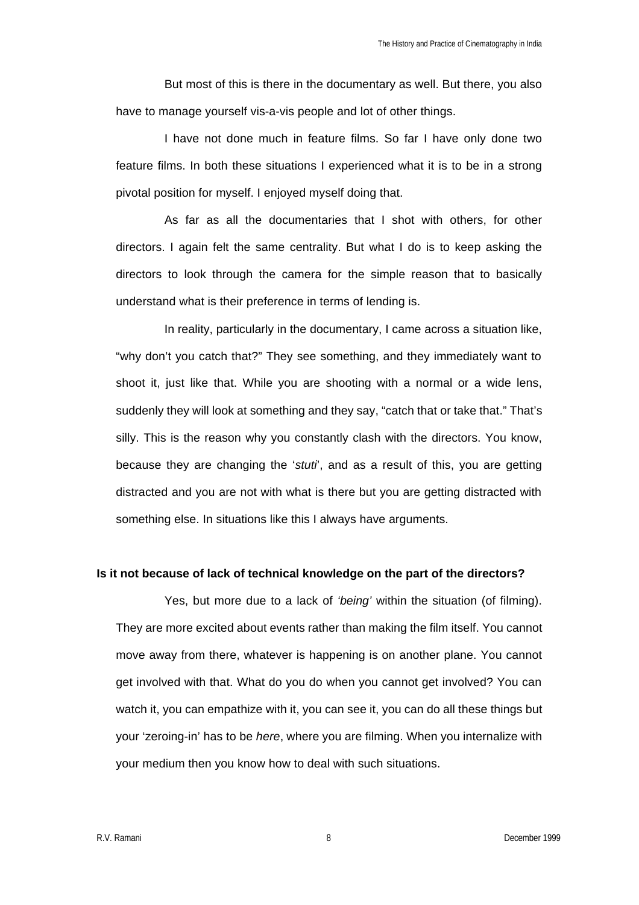But most of this is there in the documentary as well. But there, you also have to manage yourself vis-a-vis people and lot of other things.

I have not done much in feature films. So far I have only done two feature films. In both these situations I experienced what it is to be in a strong pivotal position for myself. I enjoyed myself doing that.

As far as all the documentaries that I shot with others, for other directors. I again felt the same centrality. But what I do is to keep asking the directors to look through the camera for the simple reason that to basically understand what is their preference in terms of lending is.

In reality, particularly in the documentary, I came across a situation like, "why don't you catch that?" They see something, and they immediately want to shoot it, just like that. While you are shooting with a normal or a wide lens, suddenly they will look at something and they say, "catch that or take that." That's silly. This is the reason why you constantly clash with the directors. You know, because they are changing the '*stuti*', and as a result of this, you are getting distracted and you are not with what is there but you are getting distracted with something else. In situations like this I always have arguments.

**Is it not because of lack of technical knowledge on the part of the directors?**

Yes, but more due to a lack of *'being'* within the situation (of filming). They are more excited about events rather than making the film itself. You cannot move away from there, whatever is happening is on another plane. You cannot get involved with that. What do you do when you cannot get involved? You can watch it, you can empathize with it, you can see it, you can do all these things but your 'zeroing-in' has to be *here*, where you are filming. When you internalize with your medium then you know how to deal with such situations.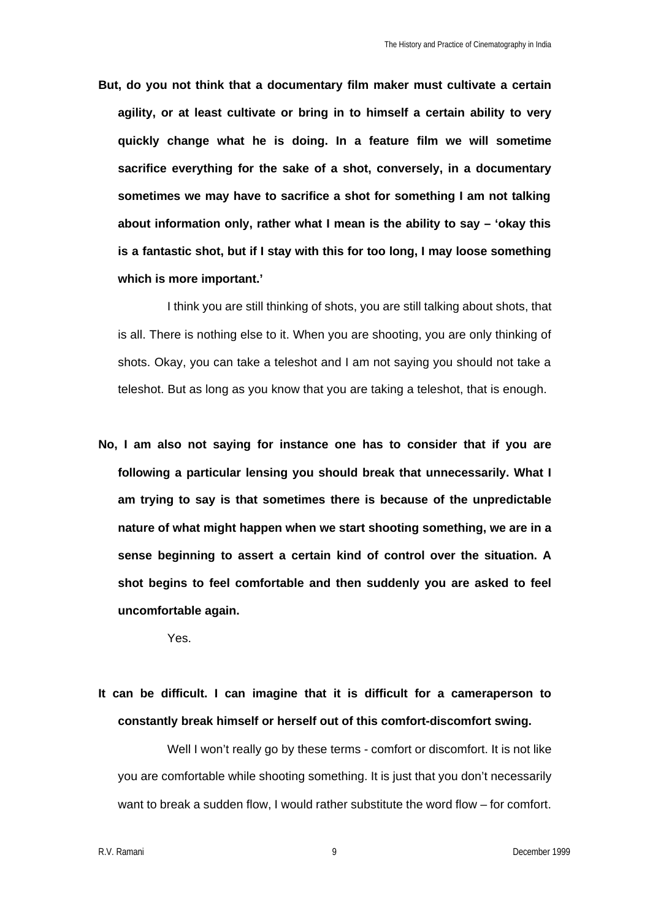**But, do you not think that a documentary film maker must cultivate a certain agility, or at least cultivate or bring in to himself a certain ability to very quickly change what he is doing. In a feature film we will sometime sacrifice everything for the sake of a shot, conversely, in a documentary sometimes we may have to sacrifice a shot for something I am not talking about information only, rather what I mean is the ability to say – 'okay this is a fantastic shot, but if I stay with this for too long, I may loose something which is more important.'**

I think you are still thinking of shots, you are still talking about shots, that is all. There is nothing else to it. When you are shooting, you are only thinking of shots. Okay, you can take a teleshot and I am not saying you should not take a teleshot. But as long as you know that you are taking a teleshot, that is enough.

**No, I am also not saying for instance one has to consider that if you are following a particular lensing you should break that unnecessarily. What I am trying to say is that sometimes there is because of the unpredictable nature of what might happen when we start shooting something, we are in a sense beginning to assert a certain kind of control over the situation. A shot begins to feel comfortable and then suddenly you are asked to feel uncomfortable again.**

Yes.

**It can be difficult. I can imagine that it is difficult for a cameraperson to constantly break himself or herself out of this comfort-discomfort swing.**

Well I won't really go by these terms - comfort or discomfort. It is not like you are comfortable while shooting something. It is just that you don't necessarily want to break a sudden flow, I would rather substitute the word flow – for comfort.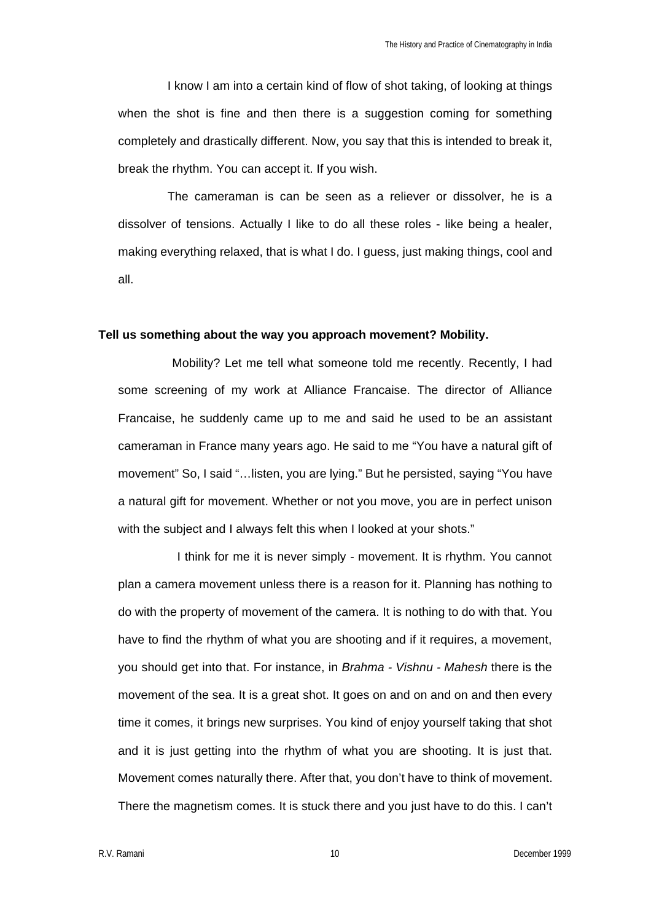I know I am into a certain kind of flow of shot taking, of looking at things when the shot is fine and then there is a suggestion coming for something completely and drastically different. Now, you say that this is intended to break it, break the rhythm. You can accept it. If you wish.

The cameraman is can be seen as a reliever or dissolver, he is a dissolver of tensions. Actually I like to do all these roles - like being a healer, making everything relaxed, that is what I do. I guess, just making things, cool and all.

**Tell us something about the way you approach movement? Mobility.**

Mobility? Let me tell what someone told me recently. Recently, I had some screening of my work at Alliance Francaise. The director of Alliance Francaise, he suddenly came up to me and said he used to be an assistant cameraman in France many years ago. He said to me "You have a natural gift of movement" So, I said "…listen, you are lying." But he persisted, saying "You have a natural gift for movement. Whether or not you move, you are in perfect unison with the subject and I always felt this when I looked at your shots."

I think for me it is never simply - movement. It is rhythm. You cannot plan a camera movement unless there is a reason for it. Planning has nothing to do with the property of movement of the camera. It is nothing to do with that. You have to find the rhythm of what you are shooting and if it requires, a movement, you should get into that. For instance, in *Brahma - Vishnu - Mahesh* there is the movement of the sea. It is a great shot. It goes on and on and on and then every time it comes, it brings new surprises. You kind of enjoy yourself taking that shot and it is just getting into the rhythm of what you are shooting. It is just that. Movement comes naturally there. After that, you don't have to think of movement. There the magnetism comes. It is stuck there and you just have to do this. I can't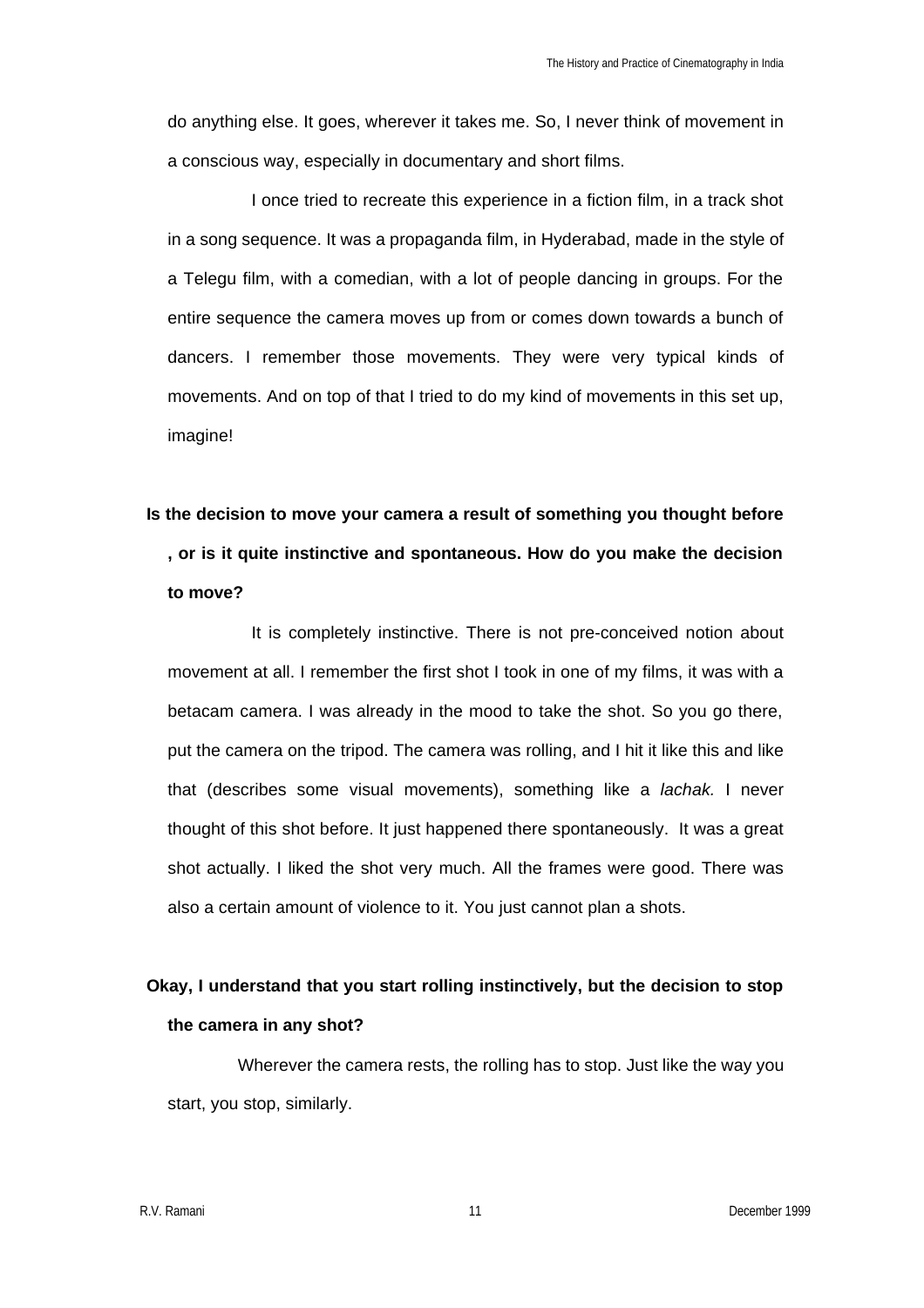do anything else. It goes, wherever it takes me. So, I never think of movement in a conscious way, especially in documentary and short films.

I once tried to recreate this experience in a fiction film, in a track shot in a song sequence. It was a propaganda film, in Hyderabad, made in the style of a Telegu film, with a comedian, with a lot of people dancing in groups. For the entire sequence the camera moves up from or comes down towards a bunch of dancers. I remember those movements. They were very typical kinds of movements. And on top of that I tried to do my kind of movements in this set up, imagine!

**Is the decision to move your camera a result of something you thought before , or is it quite instinctive and spontaneous. How do you make the decision to move?**

It is completely instinctive. There is not pre-conceived notion about movement at all. I remember the first shot I took in one of my films, it was with a betacam camera. I was already in the mood to take the shot. So you go there, put the camera on the tripod. The camera was rolling, and I hit it like this and like that (describes some visual movements), something like a *lachak.* I never thought of this shot before. It just happened there spontaneously. It was a great shot actually. I liked the shot very much. All the frames were good. There was also a certain amount of violence to it. You just cannot plan a shots.

**Okay, I understand that you start rolling instinctively, but the decision to stop the camera in any shot?**

Wherever the camera rests, the rolling has to stop. Just like the way you start, you stop, similarly.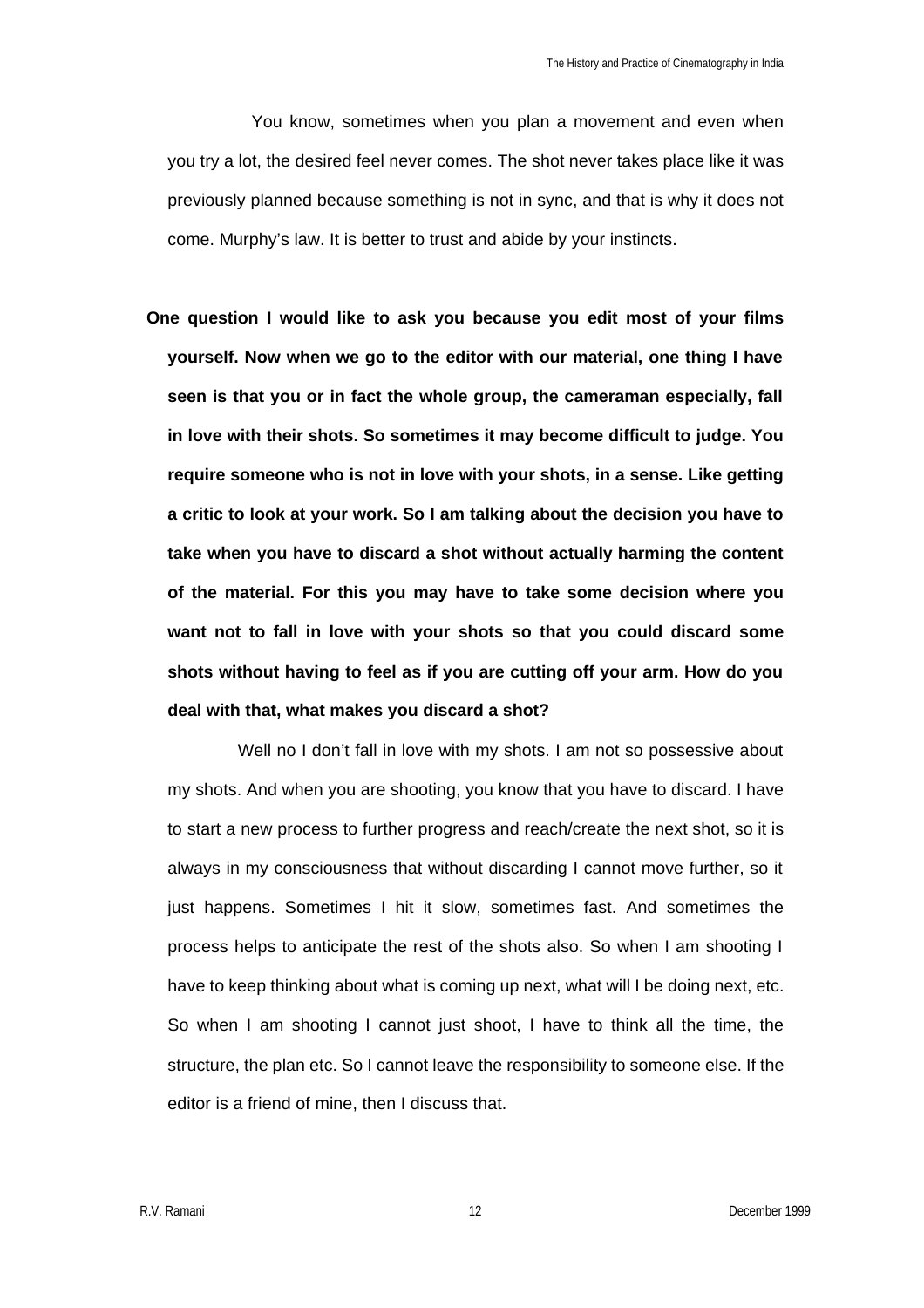You know, sometimes when you plan a movement and even when you try a lot, the desired feel never comes. The shot never takes place like it was previously planned because something is not in sync, and that is why it does not come. Murphy's law. It is better to trust and abide by your instincts.

**One question I would like to ask you because you edit most of your films yourself. Now when we go to the editor with our material, one thing I have seen is that you or in fact the whole group, the cameraman especially, fall in love with their shots. So sometimes it may become difficult to judge. You require someone who is not in love with your shots, in a sense. Like getting a critic to look at your work. So I am talking about the decision you have to take when you have to discard a shot without actually harming the content of the material. For this you may have to take some decision where you want not to fall in love with your shots so that you could discard some shots without having to feel as if you are cutting off your arm. How do you deal with that, what makes you discard a shot?**

Well no I don't fall in love with my shots. I am not so possessive about my shots. And when you are shooting, you know that you have to discard. I have to start a new process to further progress and reach/create the next shot, so it is always in my consciousness that without discarding I cannot move further, so it just happens. Sometimes I hit it slow, sometimes fast. And sometimes the process helps to anticipate the rest of the shots also. So when I am shooting I have to keep thinking about what is coming up next, what will I be doing next, etc. So when I am shooting I cannot just shoot, I have to think all the time, the structure, the plan etc. So I cannot leave the responsibility to someone else. If the editor is a friend of mine, then I discuss that.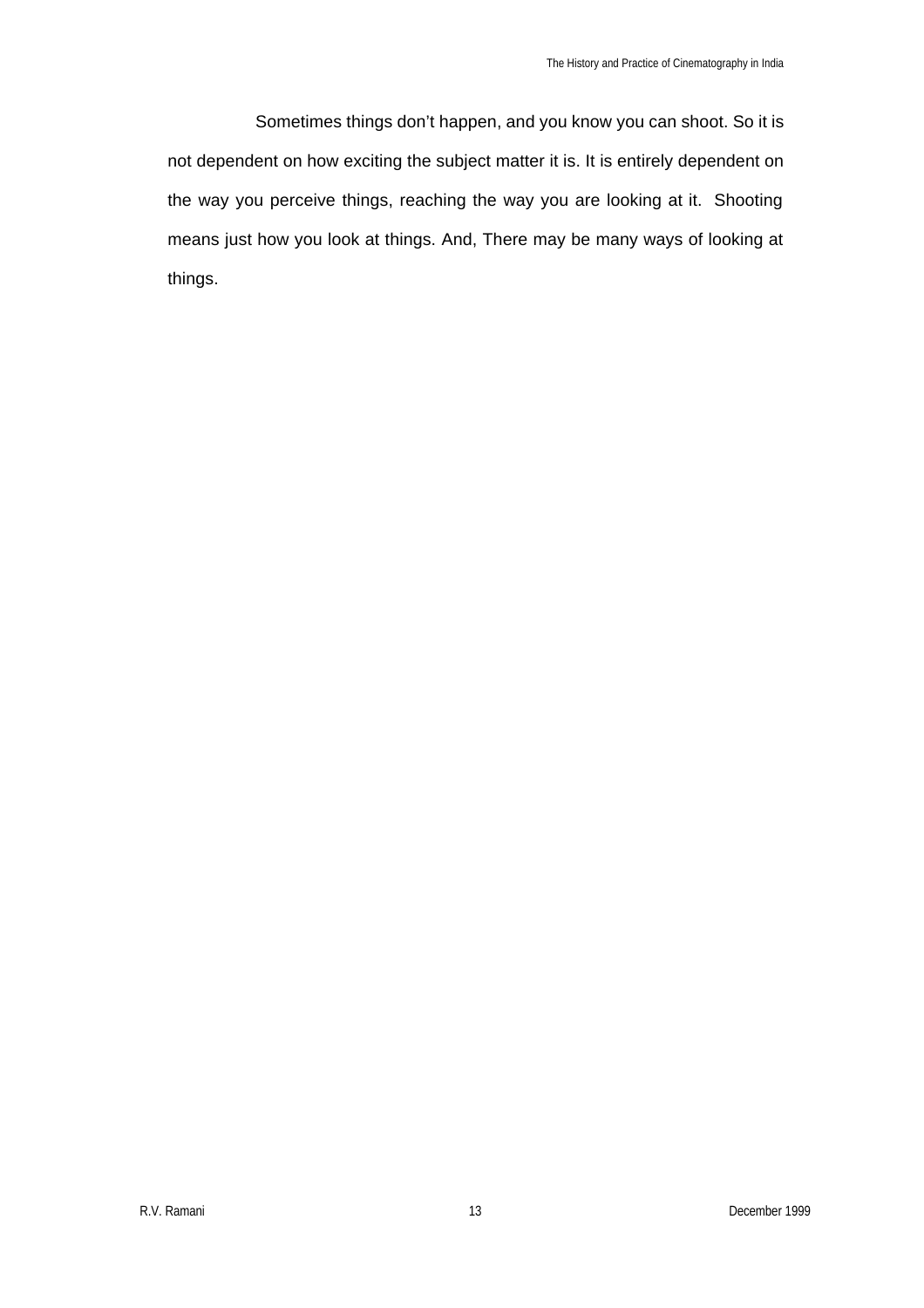Sometimes things don't happen, and you know you can shoot. So it is not dependent on how exciting the subject matter it is. It is entirely dependent on the way you perceive things, reaching the way you are looking at it. Shooting means just how you look at things. And, There may be many ways of looking at things.